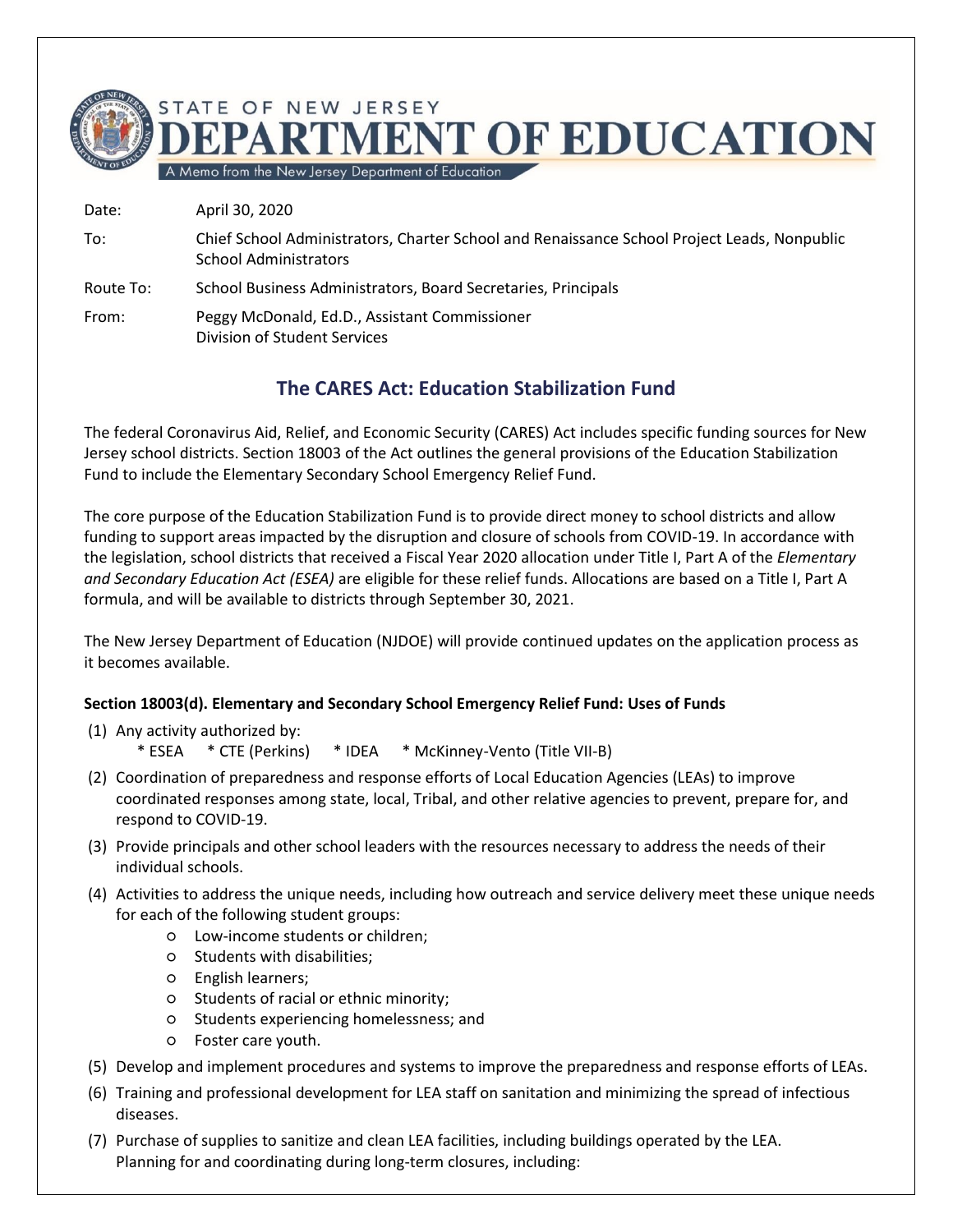**STATE OF NEW JERSEY**

# DEPARTMENT OF EDUCATION

A Memo from the New Jersey Department of Education

| | |
|---|---|
| Date: | April 30, 2020 |
| To: | Chief School Administrators, Charter School and Renaissance School Project Leads, Nonpublic School Administrators |
| Route To: | School Business Administrators, Board Secretaries, Principals |
| From: | Peggy McDonald, Ed.D., Assistant Commissioner<br>Division of Student Services |

## The CARES Act: Education Stabilization Fund

The federal Coronavirus Aid, Relief, and Economic Security (CARES) Act includes specific funding sources for New Jersey school districts. Section 18003 of the Act outlines the general provisions of the Education Stabilization Fund to include the Elementary Secondary School Emergency Relief Fund.

The core purpose of the Education Stabilization Fund is to provide direct money to school districts and allow funding to support areas impacted by the disruption and closure of schools from COVID-19. In accordance with the legislation, school districts that received a Fiscal Year 2020 allocation under Title I, Part A of the *Elementary and Secondary Education Act (ESEA)* are eligible for these relief funds. Allocations are based on a Title I, Part A formula, and will be available to districts through September 30, 2021.

The New Jersey Department of Education (NJDOE) will provide continued updates on the application process as it becomes available.

**Section 18003(d). Elementary and Secondary School Emergency Relief Fund: Uses of Funds**

(1) Any activity authorized by:
  * ESEA * CTE (Perkins) * IDEA * McKinney-Vento (Title VII-B)

(2) Coordination of preparedness and response efforts of Local Education Agencies (LEAs) to improve coordinated responses among state, local, Tribal, and other relative agencies to prevent, prepare for, and respond to COVID-19.

(3) Provide principals and other school leaders with the resources necessary to address the needs of their individual schools.

(4) Activities to address the unique needs, including how outreach and service delivery meet these unique needs for each of the following student groups:
   - Low-income students or children;
   - Students with disabilities;
   - English learners;
   - Students of racial or ethnic minority;
   - Students experiencing homelessness; and
   - Foster care youth.

(5) Develop and implement procedures and systems to improve the preparedness and response efforts of LEAs.

(6) Training and professional development for LEA staff on sanitation and minimizing the spread of infectious diseases.

(7) Purchase of supplies to sanitize and clean LEA facilities, including buildings operated by the LEA.
Planning for and coordinating during long-term closures, including: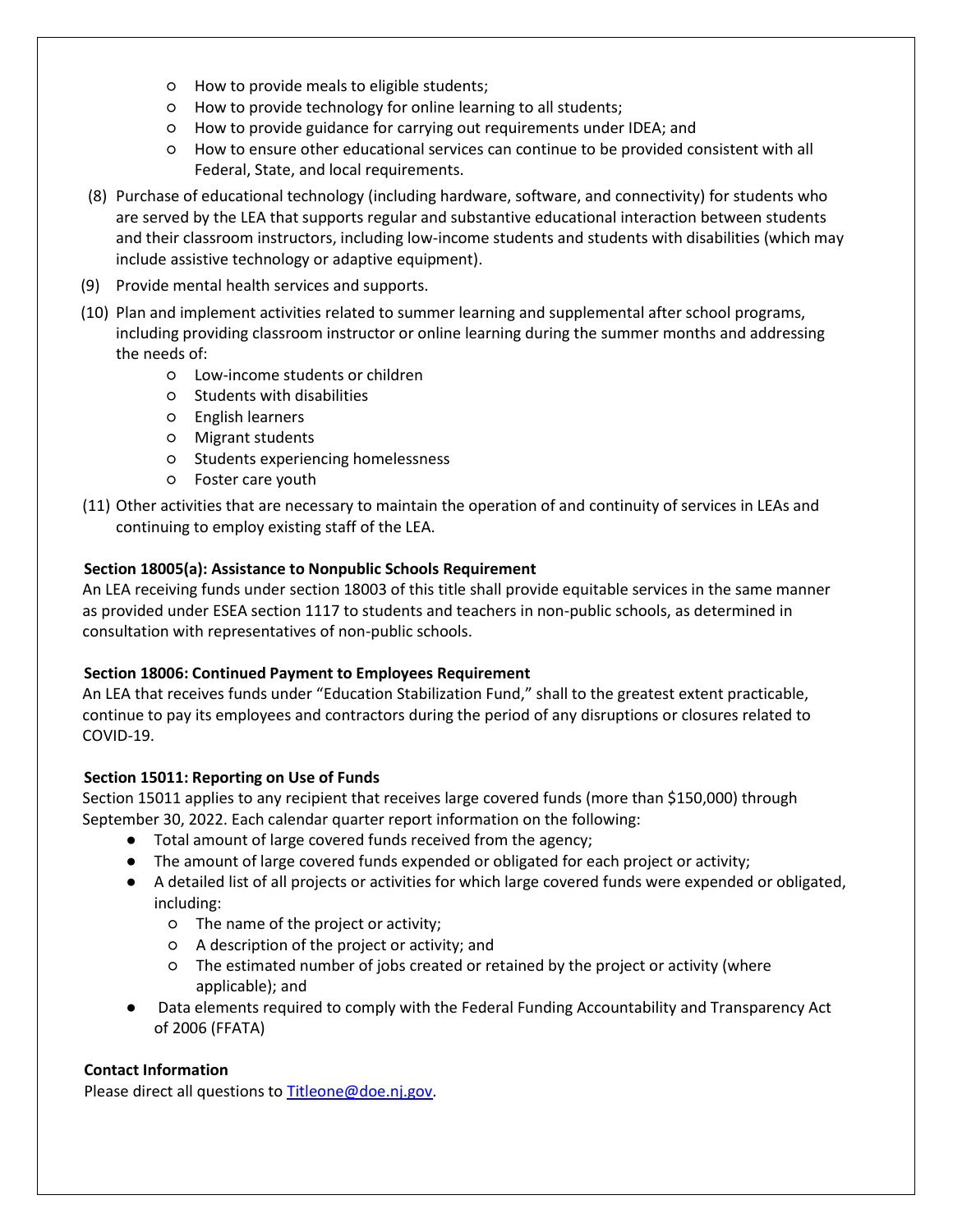- How to provide meals to eligible students;
- How to provide technology for online learning to all students;
- How to provide guidance for carrying out requirements under IDEA; and
- How to ensure other educational services can continue to be provided consistent with all Federal, State, and local requirements.

(8) Purchase of educational technology (including hardware, software, and connectivity) for students who are served by the LEA that supports regular and substantive educational interaction between students and their classroom instructors, including low-income students and students with disabilities (which may include assistive technology or adaptive equipment).

(9) Provide mental health services and supports.

(10) Plan and implement activities related to summer learning and supplemental after school programs, including providing classroom instructor or online learning during the summer months and addressing the needs of:

- Low-income students or children
- Students with disabilities
- English learners
- Migrant students
- Students experiencing homelessness
- Foster care youth

(11) Other activities that are necessary to maintain the operation of and continuity of services in LEAs and continuing to employ existing staff of the LEA.

**Section 18005(a): Assistance to Nonpublic Schools Requirement**
An LEA receiving funds under section 18003 of this title shall provide equitable services in the same manner as provided under ESEA section 1117 to students and teachers in non-public schools, as determined in consultation with representatives of non-public schools.

**Section 18006: Continued Payment to Employees Requirement**
An LEA that receives funds under "Education Stabilization Fund," shall to the greatest extent practicable, continue to pay its employees and contractors during the period of any disruptions or closures related to COVID-19.

**Section 15011: Reporting on Use of Funds**
Section 15011 applies to any recipient that receives large covered funds (more than $150,000) through September 30, 2022. Each calendar quarter report information on the following:

- Total amount of large covered funds received from the agency;
- The amount of large covered funds expended or obligated for each project or activity;
- A detailed list of all projects or activities for which large covered funds were expended or obligated, including:
  - The name of the project or activity;
  - A description of the project or activity; and
  - The estimated number of jobs created or retained by the project or activity (where applicable); and
- Data elements required to comply with the Federal Funding Accountability and Transparency Act of 2006 (FFATA)

**Contact Information**
Please direct all questions to [Titleone@doe.nj.gov](mailto:Titleone@doe.nj.gov).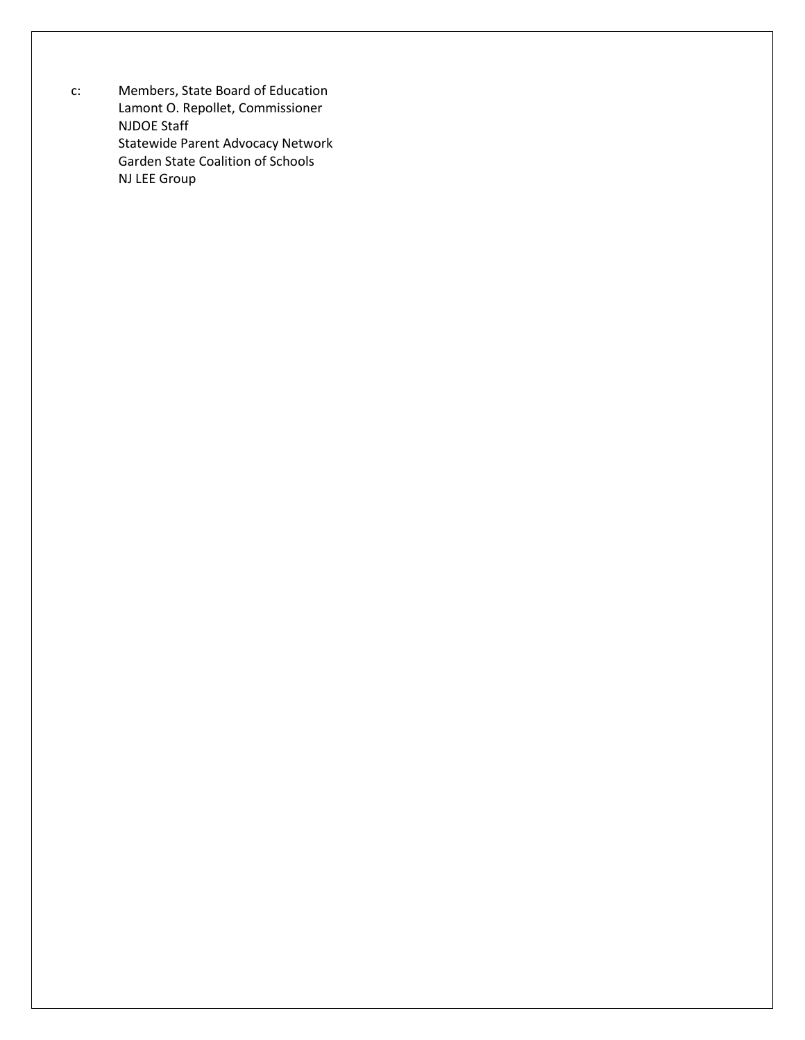c: Members, State Board of Education
Lamont O. Repollet, Commissioner
NJDOE Staff
Statewide Parent Advocacy Network
Garden State Coalition of Schools
NJ LEE Group